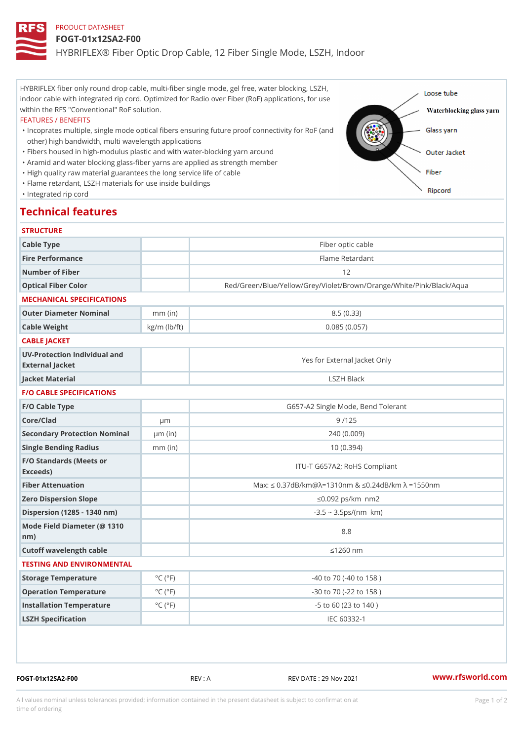PRODUCT DATASHEET

# FOGT-01x12SA2-F00

HYBRIFLEX® Fiber Optic Drop Cable, 12 Fiber Single Mode, LSZH, Indoor

HYBRIFLEX fiber only round drop cable, multi-fiber single mode, gel free, water blocking, LSZH, indoor cable with integrated rip cord. Optimized for Radio over Fiber (RoF) applications, for use within the RFS "Conventional" RoF solution.

FEATURES / BENEFITS

- Incoprates multiple, single mode optical fibers ensuring future proof connectivity for RoF (and other) high bandwidth, multi wavelength applications
- Fibers housed in high-modulus plastic and with water-blocking yarn around
- Aramid and water blocking glass-fiber yarns are applied as strength member
- High quality raw material guarantees the long service life of cable
- Flame retardant, LSZH materials for use inside buildings
- Integrated rip cord

Loose tube
Waterblocking glass yarn
Glass yarn
Outer Jacket
Fiber
Ripcord

## Technical features

### STRUCTURE

| | | |
|---|---|---|
| Cable Type | | Fiber optic cable |
| Fire Performance | | Flame Retardant |
| Number of Fiber | | 12 |
| Optical Fiber Color | | Red/Green/Blue/Yellow/Grey/Violet/Brown/Orange/White/Pink/Black/Aqua |

### MECHANICAL SPECIFICATIONS

| | | |
|---|---|---|
| Outer Diameter Nominal | mm (in) | 8.5 (0.33) |
| Cable Weight | kg/m (lb/ft) | 0.085 (0.057) |

### CABLE JACKET

| | | |
|---|---|---|
| UV-Protection Individual and External Jacket | | Yes for External Jacket Only |
| Jacket Material | | LSZH Black |

### F/O CABLE SPECIFICATIONS

| | | |
|---|---|---|
| F/O Cable Type | | G657-A2 Single Mode, Bend Tolerant |
| Core/Clad | μm | 9 /125 |
| Secondary Protection Nominal | μm (in) | 240 (0.009) |
| Single Bending Radius | mm (in) | 10 (0.394) |
| F/O Standards (Meets or Exceeds) | | ITU-T G657A2; RoHS Compliant |
| Fiber Attenuation | | Max: ≤ 0.37dB/km@λ=1310nm & ≤0.24dB/km λ =1550nm |
| Zero Dispersion Slope | | ≤0.092 ps/km nm2 |
| Dispersion (1285 - 1340 nm) | | -3.5 ~ 3.5ps/(nm km) |
| Mode Field Diameter (@ 1310 nm) | | 8.8 |
| Cutoff wavelength cable | | ≤1260 nm |

### TESTING AND ENVIRONMENTAL

| | | |
|---|---|---|
| Storage Temperature | °C (°F) | -40 to 70 (-40 to 158 ) |
| Operation Temperature | °C (°F) | -30 to 70 (-22 to 158 ) |
| Installation Temperature | °C (°F) | -5 to 60 (23 to 140 ) |
| LSZH Specification | | IEC 60332-1 |

FOGT-01x12SA2-F00 REV : A REV DATE : 29 Nov 2021 www.rfsworld.com

All values nominal unless tolerances provided; information contained in the present datasheet is subject to confirmation at time of ordering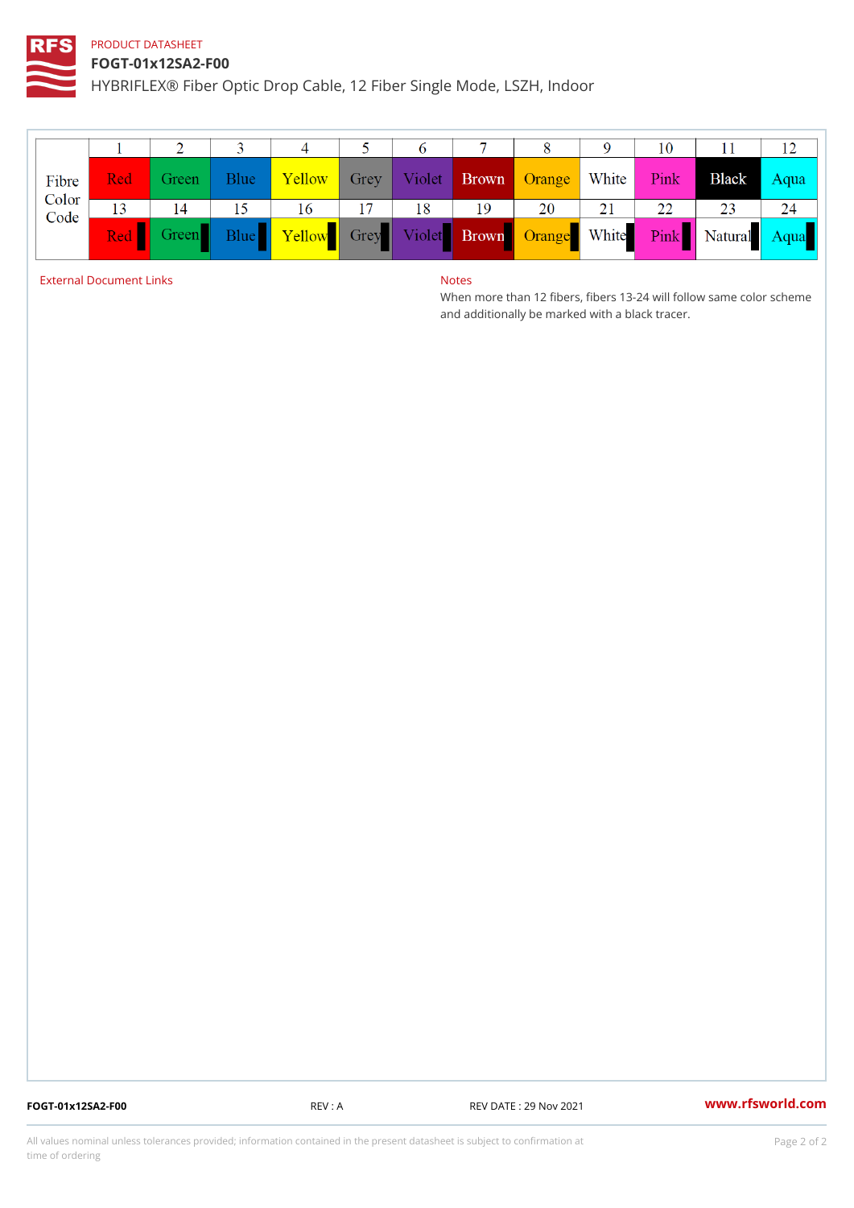PRODUCT DATASHEET

# FOGT-01x12SA2-F00

## HYBRIFLEX® Fiber Optic Drop Cable, 12 Fiber Single Mode, LSZH, Indoor

| Fibre Color Code | 1 | 2 | 3 | 4 | 5 | 6 | 7 | 8 | 9 | 10 | 11 | 12 |
|---|---|---|---|---|---|---|---|---|---|---|---|---|
| | Red | Green | Blue | Yellow | Grey | Violet | Brown | Orange | White | Pink | Black | Aqua |
| | 13 | 14 | 15 | 16 | 17 | 18 | 19 | 20 | 21 | 22 | 23 | 24 |
| | Red | Green | Blue | Yellow | Grey | Violet | Brown | Orange | White | Pink | Natural | Aqua |

External Document Links

Notes

When more than 12 fibers, fibers 13-24 will follow same color scheme and additionally be marked with a black tracer.

FOGT-01x12SA2-F00 REV : A REV DATE : 29 Nov 2021 www.rfsworld.com

All values nominal unless tolerances provided; information contained in the present datasheet is subject to confirmation at time of ordering